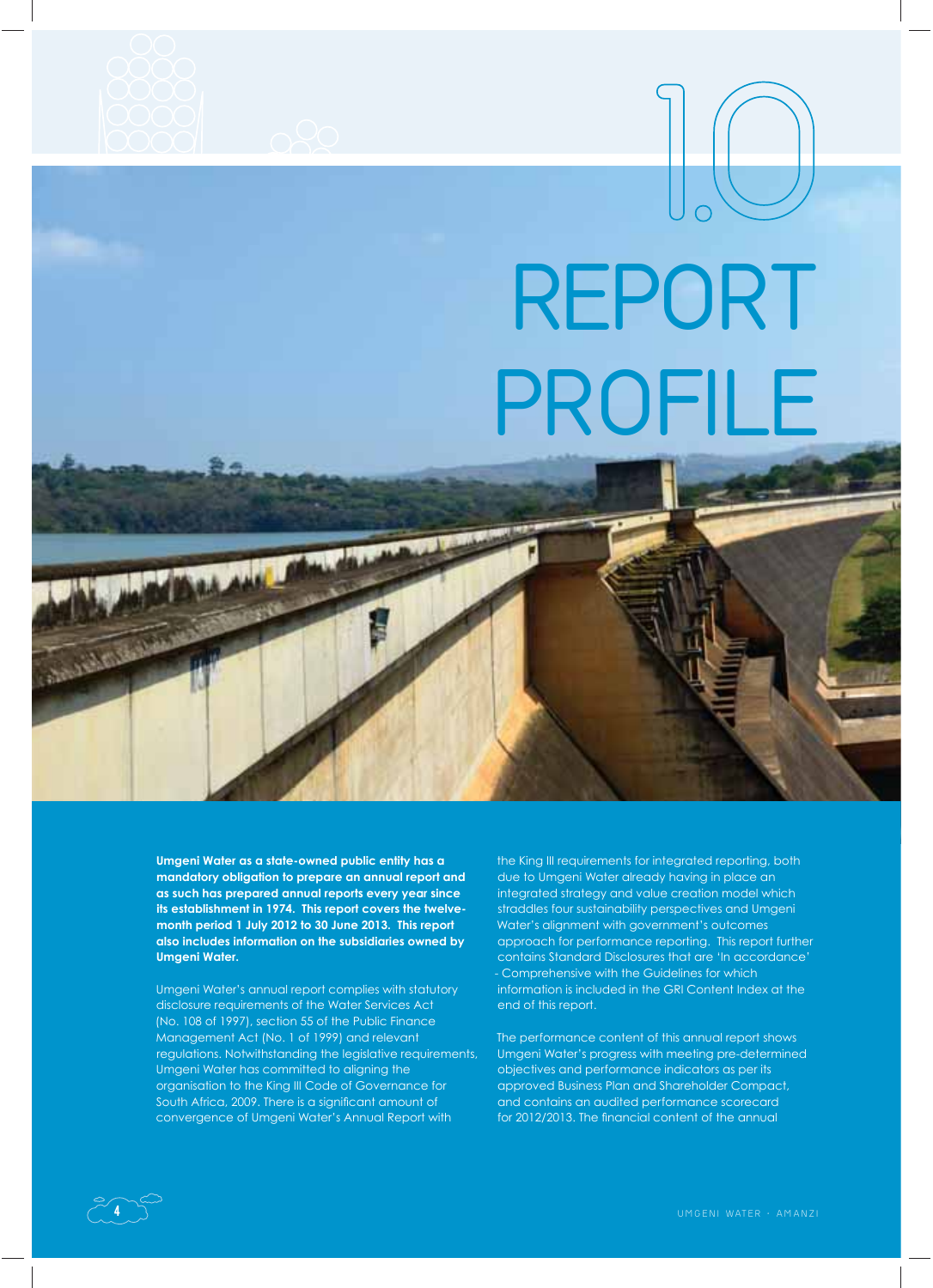# 1.0 REPORT PROFILE

**Umgeni Water as a state-owned public entity has a mandatory obligation to prepare an annual report and as such has prepared annual reports every year since its establishment in 1974. This report covers the twelve-month period 1 July 2012 to 30 June 2013. This report also includes information on the subsidiaries owned by Umgeni Water.**

Umgeni Water's annual report complies with statutory disclosure requirements of the Water Services Act (No. 108 of 1997), section 55 of the Public Finance Management Act (No. 1 of 1999) and relevant regulations. Notwithstanding the legislative requirements, Umgeni Water has committed to aligning the organisation to the King III Code of Governance for South Africa, 2009. There is a significant amount of convergence of Umgeni Water's Annual Report with the King III requirements for integrated reporting, both due to Umgeni Water already having in place an integrated strategy and value creation model which straddles four sustainability perspectives and Umgeni Water's alignment with government's outcomes approach for performance reporting. This report further contains Standard Disclosures that are 'In accordance' - Comprehensive with the Guidelines for which information is included in the GRI Content Index at the end of this report.

The performance content of this annual report shows Umgeni Water's progress with meeting pre-determined objectives and performance indicators as per its approved Business Plan and Shareholder Compact, and contains an audited performance scorecard for 2012/2013. The financial content of the annual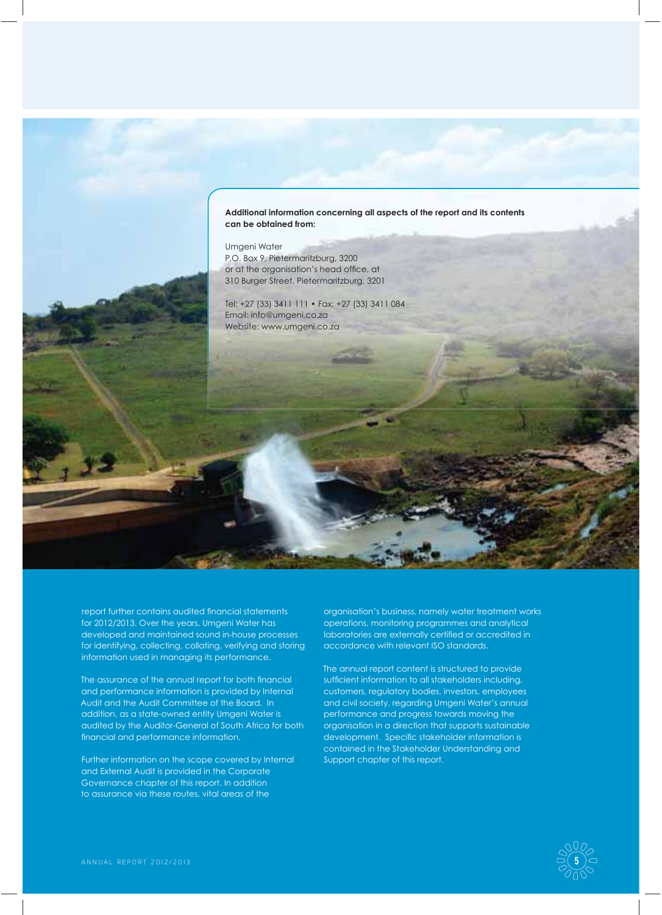**Additional information concerning all aspects of the report and its contents can be obtained from:**

Umgeni Water
P.O. Box 9, Pietermaritzburg, 3200
or at the organisation's head office, at
310 Burger Street, Pietermaritzburg, 3201

Tel: +27 (33) 3411 111 • Fax: +27 (33) 3411 084
Email: info@umgeni.co.za
Website: www.umgeni.co.za

report further contains audited financial statements for 2012/2013. Over the years, Umgeni Water has developed and maintained sound in-house processes for identifying, collecting, collating, verifying and storing information used in managing its performance.

The assurance of the annual report for both financial and performance information is provided by Internal Audit and the Audit Committee of the Board. In addition, as a state-owned entity Umgeni Water is audited by the Auditor-General of South Africa for both financial and performance information.

Further information on the scope covered by Internal and External Audit is provided in the Corporate Governance chapter of this report. In addition to assurance via these routes, vital areas of the organisation's business, namely water treatment works operations, monitoring programmes and analytical laboratories are externally certified or accredited in accordance with relevant ISO standards.

The annual report content is structured to provide sufficient information to all stakeholders including, customers, regulatory bodies, investors, employees and civil society, regarding Umgeni Water's annual performance and progress towards moving the organisation in a direction that supports sustainable development. Specific stakeholder information is contained in the Stakeholder Understanding and Support chapter of this report.